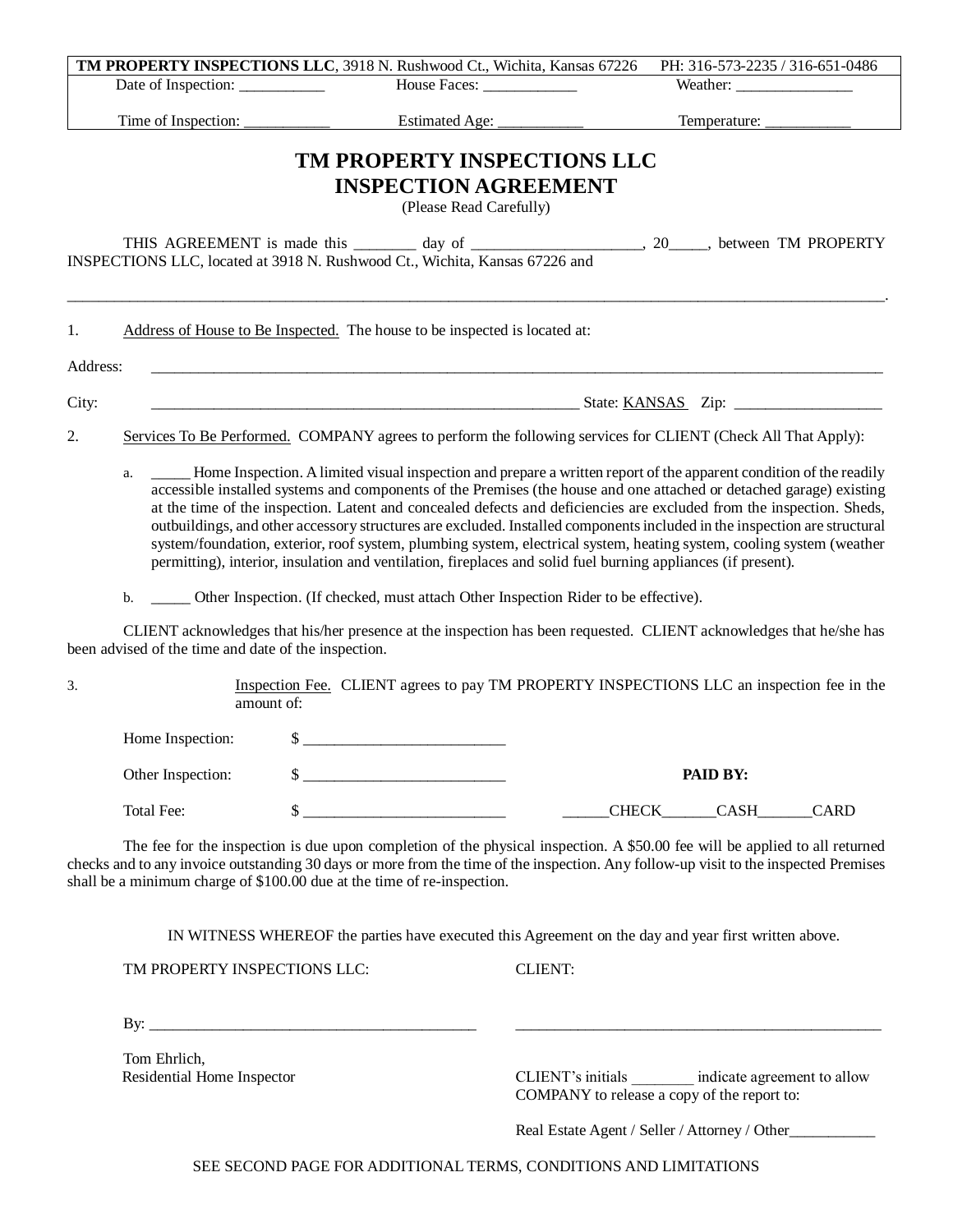| **TM PROPERTY INSPECTIONS LLC**, 3918 N. Rushwood Ct., Wichita, Kansas 67226 | | PH: 316-573-2235 / 316-651-0486 |
|---|---|---|
| Date of Inspection: ___________ | House Faces: ____________ | Weather: _______________ |
| Time of Inspection: ___________ | Estimated Age: ___________ | Temperature: ___________ |

# TM PROPERTY INSPECTIONS LLC
# INSPECTION AGREEMENT

(Please Read Carefully)

THIS AGREEMENT is made this ________ day of _____________________, 20_____, between TM PROPERTY INSPECTIONS LLC, located at 3918 N. Rushwood Ct., Wichita, Kansas 67226 and

_____________________________________________________________________________________________.

1. Address of House to Be Inspected. The house to be inspected is located at:

Address: _____________________________________________________________________________________

City: ___________________________________________________ State: KANSAS Zip: __________________

2. Services To Be Performed. COMPANY agrees to perform the following services for CLIENT (Check All That Apply):

   a. _____ Home Inspection. A limited visual inspection and prepare a written report of the apparent condition of the readily accessible installed systems and components of the Premises (the house and one attached or detached garage) existing at the time of the inspection. Latent and concealed defects and deficiencies are excluded from the inspection. Sheds, outbuildings, and other accessory structures are excluded. Installed components included in the inspection are structural system/foundation, exterior, roof system, plumbing system, electrical system, heating system, cooling system (weather permitting), interior, insulation and ventilation, fireplaces and solid fuel burning appliances (if present).

   b. _____ Other Inspection. (If checked, must attach Other Inspection Rider to be effective).

CLIENT acknowledges that his/her presence at the inspection has been requested. CLIENT acknowledges that he/she has been advised of the time and date of the inspection.

3. Inspection Fee. CLIENT agrees to pay TM PROPERTY INSPECTIONS LLC an inspection fee in the amount of:

Home Inspection: $ _________________________

Other Inspection: $ _________________________ **PAID BY:**

Total Fee: $ _________________________ _____CHECK______CASH______CARD

The fee for the inspection is due upon completion of the physical inspection. A $50.00 fee will be applied to all returned checks and to any invoice outstanding 30 days or more from the time of the inspection. Any follow-up visit to the inspected Premises shall be a minimum charge of $100.00 due at the time of re-inspection.

IN WITNESS WHEREOF the parties have executed this Agreement on the day and year first written above.

TM PROPERTY INSPECTIONS LLC:

By: __________________________________________

Tom Ehrlich,
Residential Home Inspector

CLIENT:

_________________________________________________

CLIENT's initials ________ indicate agreement to allow COMPANY to release a copy of the report to:

Real Estate Agent / Seller / Attorney / Other___________

SEE SECOND PAGE FOR ADDITIONAL TERMS, CONDITIONS AND LIMITATIONS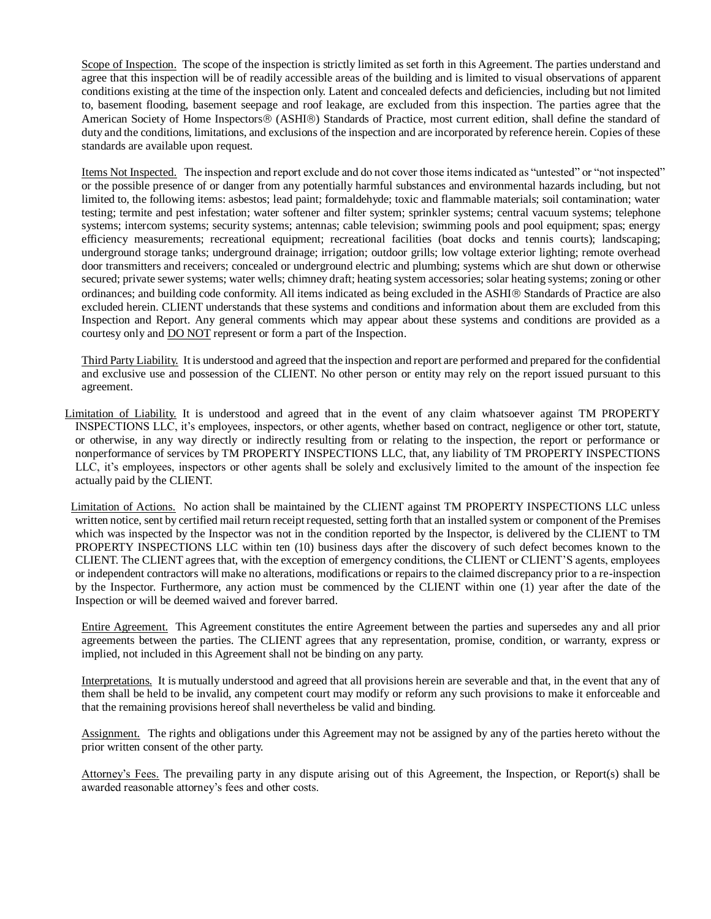Scope of Inspection. The scope of the inspection is strictly limited as set forth in this Agreement. The parties understand and agree that this inspection will be of readily accessible areas of the building and is limited to visual observations of apparent conditions existing at the time of the inspection only. Latent and concealed defects and deficiencies, including but not limited to, basement flooding, basement seepage and roof leakage, are excluded from this inspection. The parties agree that the American Society of Home Inspectors® (ASHI®) Standards of Practice, most current edition, shall define the standard of duty and the conditions, limitations, and exclusions of the inspection and are incorporated by reference herein. Copies of these standards are available upon request.

Items Not Inspected. The inspection and report exclude and do not cover those items indicated as "untested" or "not inspected" or the possible presence of or danger from any potentially harmful substances and environmental hazards including, but not limited to, the following items: asbestos; lead paint; formaldehyde; toxic and flammable materials; soil contamination; water testing; termite and pest infestation; water softener and filter system; sprinkler systems; central vacuum systems; telephone systems; intercom systems; security systems; antennas; cable television; swimming pools and pool equipment; spas; energy efficiency measurements; recreational equipment; recreational facilities (boat docks and tennis courts); landscaping; underground storage tanks; underground drainage; irrigation; outdoor grills; low voltage exterior lighting; remote overhead door transmitters and receivers; concealed or underground electric and plumbing; systems which are shut down or otherwise secured; private sewer systems; water wells; chimney draft; heating system accessories; solar heating systems; zoning or other ordinances; and building code conformity. All items indicated as being excluded in the ASHI® Standards of Practice are also excluded herein. CLIENT understands that these systems and conditions and information about them are excluded from this Inspection and Report. Any general comments which may appear about these systems and conditions are provided as a courtesy only and DO NOT represent or form a part of the Inspection.

Third Party Liability. It is understood and agreed that the inspection and report are performed and prepared for the confidential and exclusive use and possession of the CLIENT. No other person or entity may rely on the report issued pursuant to this agreement.

Limitation of Liability. It is understood and agreed that in the event of any claim whatsoever against TM PROPERTY INSPECTIONS LLC, it's employees, inspectors, or other agents, whether based on contract, negligence or other tort, statute, or otherwise, in any way directly or indirectly resulting from or relating to the inspection, the report or performance or nonperformance of services by TM PROPERTY INSPECTIONS LLC, that, any liability of TM PROPERTY INSPECTIONS LLC, it's employees, inspectors or other agents shall be solely and exclusively limited to the amount of the inspection fee actually paid by the CLIENT.

Limitation of Actions. No action shall be maintained by the CLIENT against TM PROPERTY INSPECTIONS LLC unless written notice, sent by certified mail return receipt requested, setting forth that an installed system or component of the Premises which was inspected by the Inspector was not in the condition reported by the Inspector, is delivered by the CLIENT to TM PROPERTY INSPECTIONS LLC within ten (10) business days after the discovery of such defect becomes known to the CLIENT. The CLIENT agrees that, with the exception of emergency conditions, the CLIENT or CLIENT'S agents, employees or independent contractors will make no alterations, modifications or repairs to the claimed discrepancy prior to a re-inspection by the Inspector. Furthermore, any action must be commenced by the CLIENT within one (1) year after the date of the Inspection or will be deemed waived and forever barred.

Entire Agreement. This Agreement constitutes the entire Agreement between the parties and supersedes any and all prior agreements between the parties. The CLIENT agrees that any representation, promise, condition, or warranty, express or implied, not included in this Agreement shall not be binding on any party.

Interpretations. It is mutually understood and agreed that all provisions herein are severable and that, in the event that any of them shall be held to be invalid, any competent court may modify or reform any such provisions to make it enforceable and that the remaining provisions hereof shall nevertheless be valid and binding.

Assignment. The rights and obligations under this Agreement may not be assigned by any of the parties hereto without the prior written consent of the other party.

Attorney's Fees. The prevailing party in any dispute arising out of this Agreement, the Inspection, or Report(s) shall be awarded reasonable attorney's fees and other costs.